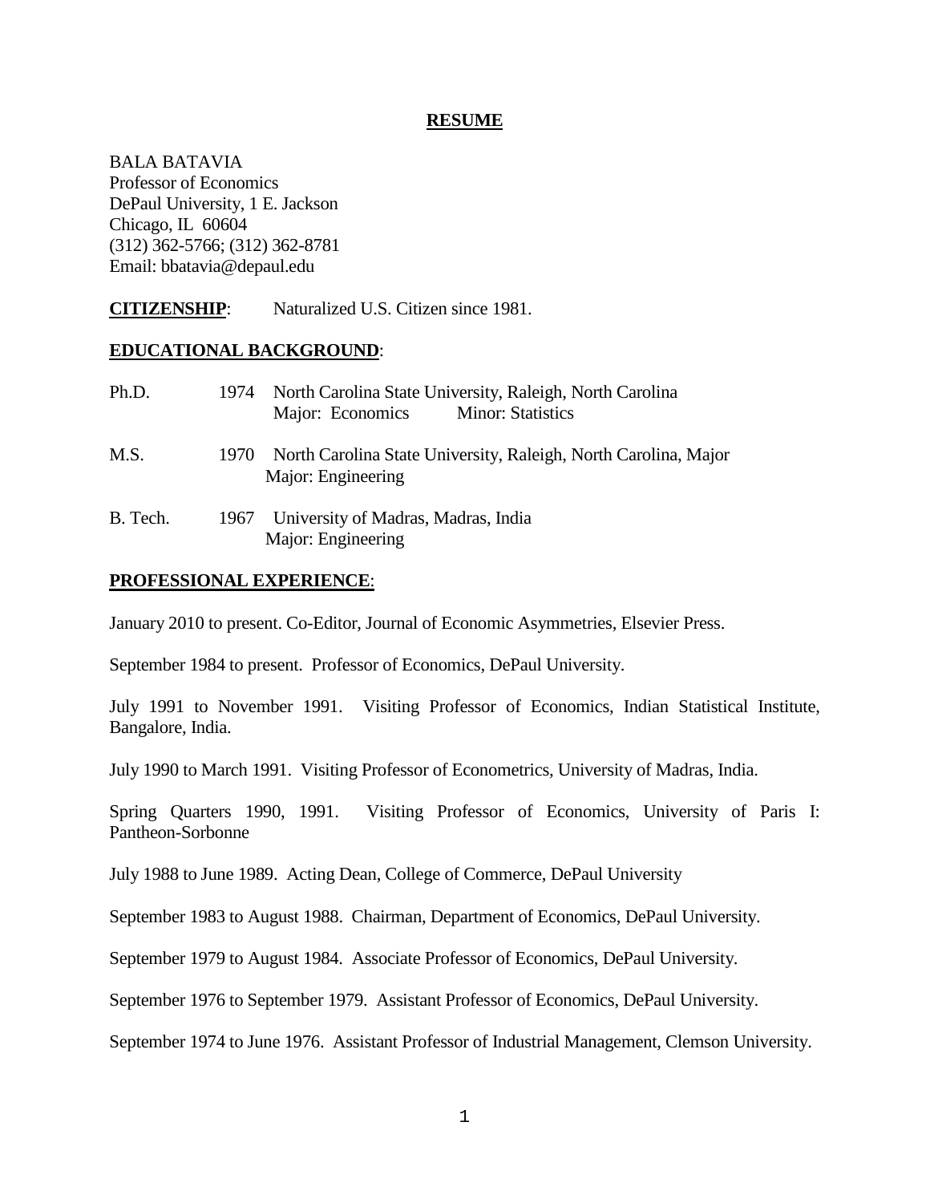# RESUME

BALA BATAVIA
Professor of Economics
DePaul University, 1 E. Jackson
Chicago, IL 60604
(312) 362-5766; (312) 362-8781
Email: bbatavia@depaul.edu

**CITIZENSHIP**: Naturalized U.S. Citizen since 1981.

## EDUCATIONAL BACKGROUND:

Ph.D. 1974 North Carolina State University, Raleigh, North Carolina
Major: Economics Minor: Statistics

M.S. 1970 North Carolina State University, Raleigh, North Carolina, Major
Major: Engineering

B. Tech. 1967 University of Madras, Madras, India
Major: Engineering

## PROFESSIONAL EXPERIENCE:

January 2010 to present. Co-Editor, Journal of Economic Asymmetries, Elsevier Press.

September 1984 to present. Professor of Economics, DePaul University.

July 1991 to November 1991. Visiting Professor of Economics, Indian Statistical Institute, Bangalore, India.

July 1990 to March 1991. Visiting Professor of Econometrics, University of Madras, India.

Spring Quarters 1990, 1991. Visiting Professor of Economics, University of Paris I: Pantheon-Sorbonne

July 1988 to June 1989. Acting Dean, College of Commerce, DePaul University

September 1983 to August 1988. Chairman, Department of Economics, DePaul University.

September 1979 to August 1984. Associate Professor of Economics, DePaul University.

September 1976 to September 1979. Assistant Professor of Economics, DePaul University.

September 1974 to June 1976. Assistant Professor of Industrial Management, Clemson University.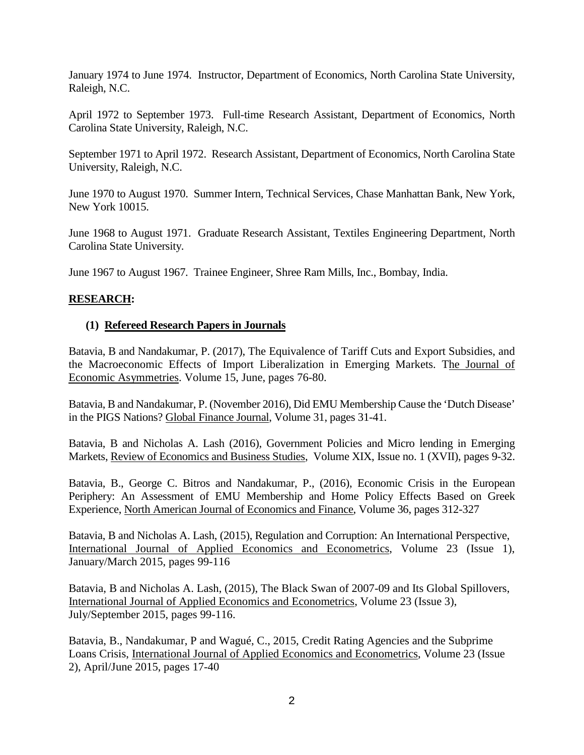January 1974 to June 1974. Instructor, Department of Economics, North Carolina State University, Raleigh, N.C.

April 1972 to September 1973. Full-time Research Assistant, Department of Economics, North Carolina State University, Raleigh, N.C.

September 1971 to April 1972. Research Assistant, Department of Economics, North Carolina State University, Raleigh, N.C.

June 1970 to August 1970. Summer Intern, Technical Services, Chase Manhattan Bank, New York, New York 10015.

June 1968 to August 1971. Graduate Research Assistant, Textiles Engineering Department, North Carolina State University.

June 1967 to August 1967. Trainee Engineer, Shree Ram Mills, Inc., Bombay, India.

## RESEARCH:

### (1) Refereed Research Papers in Journals

Batavia, B and Nandakumar, P. (2017), The Equivalence of Tariff Cuts and Export Subsidies, and the Macroeconomic Effects of Import Liberalization in Emerging Markets. The Journal of Economic Asymmetries. Volume 15, June, pages 76-80.

Batavia, B and Nandakumar, P. (November 2016), Did EMU Membership Cause the 'Dutch Disease' in the PIGS Nations? Global Finance Journal, Volume 31, pages 31-41.

Batavia, B and Nicholas A. Lash (2016), Government Policies and Micro lending in Emerging Markets, Review of Economics and Business Studies, Volume XIX, Issue no. 1 (XVII), pages 9-32.

Batavia, B., George C. Bitros and Nandakumar, P., (2016), Economic Crisis in the European Periphery: An Assessment of EMU Membership and Home Policy Effects Based on Greek Experience, North American Journal of Economics and Finance, Volume 36, pages 312-327

Batavia, B and Nicholas A. Lash, (2015), Regulation and Corruption: An International Perspective, International Journal of Applied Economics and Econometrics, Volume 23 (Issue 1), January/March 2015, pages 99-116

Batavia, B and Nicholas A. Lash, (2015), The Black Swan of 2007-09 and Its Global Spillovers, International Journal of Applied Economics and Econometrics, Volume 23 (Issue 3), July/September 2015, pages 99-116.

Batavia, B., Nandakumar, P and Wagué, C., 2015, Credit Rating Agencies and the Subprime Loans Crisis, International Journal of Applied Economics and Econometrics, Volume 23 (Issue 2), April/June 2015, pages 17-40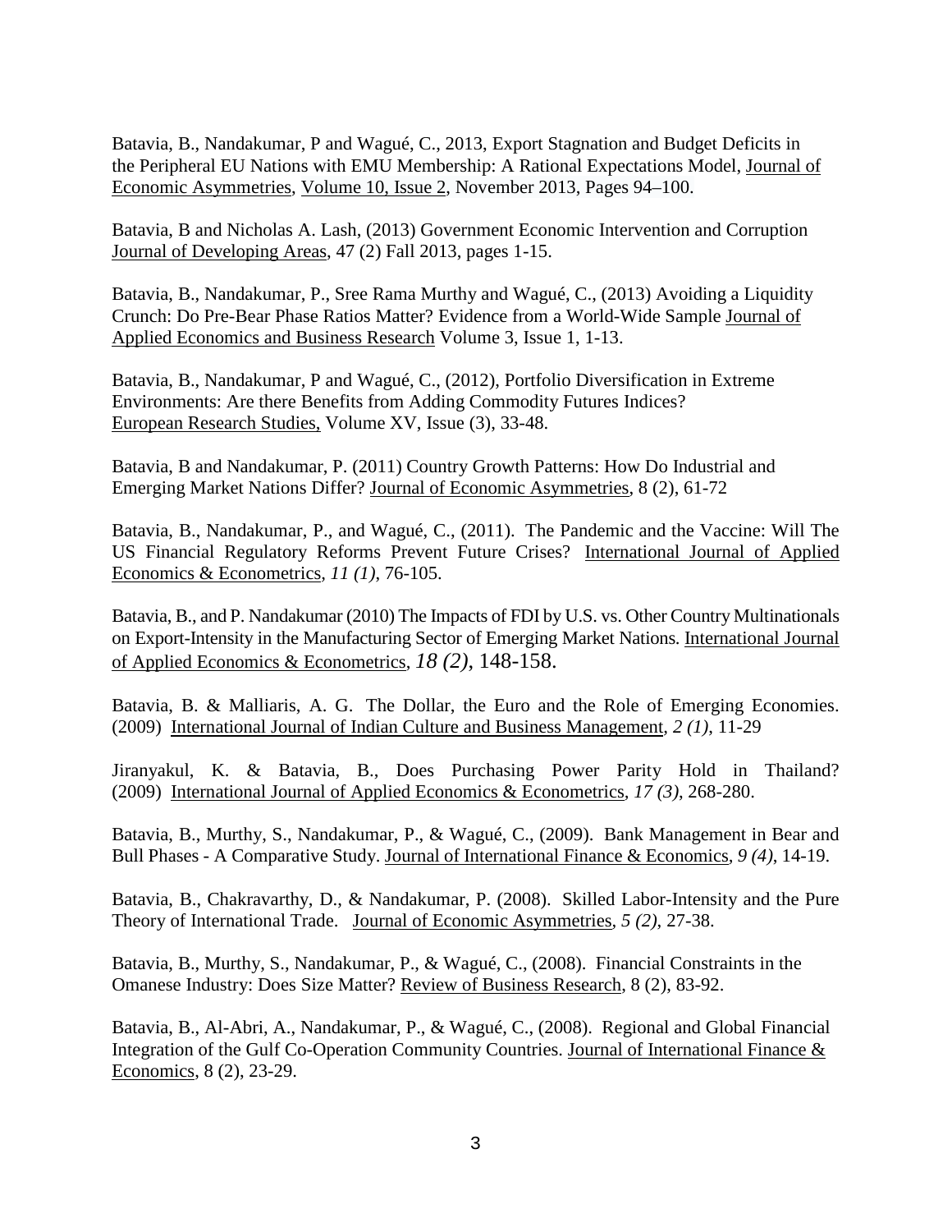Batavia, B., Nandakumar, P and Wagué, C., 2013, Export Stagnation and Budget Deficits in the Peripheral EU Nations with EMU Membership: A Rational Expectations Model, Journal of Economic Asymmetries, Volume 10, Issue 2, November 2013, Pages 94–100.

Batavia, B and Nicholas A. Lash, (2013) Government Economic Intervention and Corruption Journal of Developing Areas, 47 (2) Fall 2013, pages 1-15.

Batavia, B., Nandakumar, P., Sree Rama Murthy and Wagué, C., (2013) Avoiding a Liquidity Crunch: Do Pre-Bear Phase Ratios Matter? Evidence from a World-Wide Sample Journal of Applied Economics and Business Research Volume 3, Issue 1, 1-13.

Batavia, B., Nandakumar, P and Wagué, C., (2012), Portfolio Diversification in Extreme Environments: Are there Benefits from Adding Commodity Futures Indices? European Research Studies, Volume XV, Issue (3), 33-48.

Batavia, B and Nandakumar, P. (2011) Country Growth Patterns: How Do Industrial and Emerging Market Nations Differ? Journal of Economic Asymmetries, 8 (2), 61-72

Batavia, B., Nandakumar, P., and Wagué, C., (2011). The Pandemic and the Vaccine: Will The US Financial Regulatory Reforms Prevent Future Crises? International Journal of Applied Economics & Econometrics, *11 (1)*, 76-105.

Batavia, B., and P. Nandakumar (2010) The Impacts of FDI by U.S. vs. Other Country Multinationals on Export-Intensity in the Manufacturing Sector of Emerging Market Nations. International Journal of Applied Economics & Econometrics, *18 (2)*, 148-158.

Batavia, B. & Malliaris, A. G. The Dollar, the Euro and the Role of Emerging Economies. (2009) International Journal of Indian Culture and Business Management, *2 (1)*, 11-29

Jiranyakul, K. & Batavia, B., Does Purchasing Power Parity Hold in Thailand? (2009) International Journal of Applied Economics & Econometrics, *17 (3)*, 268-280.

Batavia, B., Murthy, S., Nandakumar, P., & Wagué, C., (2009). Bank Management in Bear and Bull Phases - A Comparative Study. Journal of International Finance & Economics, *9 (4)*, 14-19.

Batavia, B., Chakravarthy, D., & Nandakumar, P. (2008). Skilled Labor-Intensity and the Pure Theory of International Trade. Journal of Economic Asymmetries, *5 (2)*, 27-38.

Batavia, B., Murthy, S., Nandakumar, P., & Wagué, C., (2008). Financial Constraints in the Omanese Industry: Does Size Matter? Review of Business Research, 8 (2), 83-92.

Batavia, B., Al-Abri, A., Nandakumar, P., & Wagué, C., (2008). Regional and Global Financial Integration of the Gulf Co-Operation Community Countries. Journal of International Finance & Economics, 8 (2), 23-29.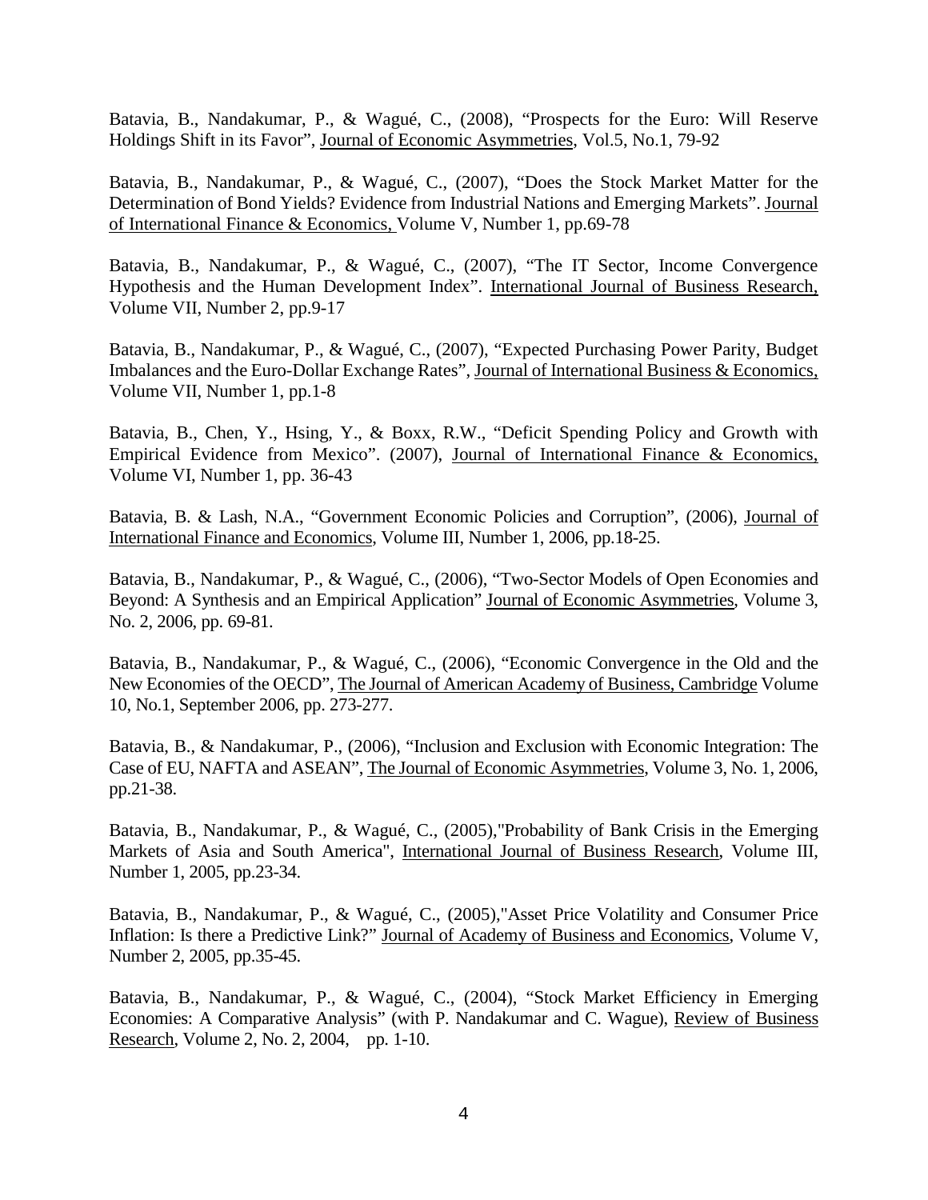Batavia, B., Nandakumar, P., & Wagué, C., (2008), "Prospects for the Euro: Will Reserve Holdings Shift in its Favor", <u>Journal of Economic Asymmetries</u>, Vol.5, No.1, 79-92

Batavia, B., Nandakumar, P., & Wagué, C., (2007), "Does the Stock Market Matter for the Determination of Bond Yields? Evidence from Industrial Nations and Emerging Markets". <u>Journal of International Finance & Economics,</u> Volume V, Number 1, pp.69-78

Batavia, B., Nandakumar, P., & Wagué, C., (2007), "The IT Sector, Income Convergence Hypothesis and the Human Development Index". <u>International Journal of Business Research,</u> Volume VII, Number 2, pp.9-17

Batavia, B., Nandakumar, P., & Wagué, C., (2007), "Expected Purchasing Power Parity, Budget Imbalances and the Euro-Dollar Exchange Rates", <u>Journal of International Business & Economics,</u> Volume VII, Number 1, pp.1-8

Batavia, B., Chen, Y., Hsing, Y., & Boxx, R.W., "Deficit Spending Policy and Growth with Empirical Evidence from Mexico". (2007), <u>Journal of International Finance & Economics,</u> Volume VI, Number 1, pp. 36-43

Batavia, B. & Lash, N.A., "Government Economic Policies and Corruption", (2006), <u>Journal of International Finance and Economics</u>, Volume III, Number 1, 2006, pp.18-25.

Batavia, B., Nandakumar, P., & Wagué, C., (2006), "Two-Sector Models of Open Economies and Beyond: A Synthesis and an Empirical Application" <u>Journal of Economic Asymmetries</u>, Volume 3, No. 2, 2006, pp. 69-81.

Batavia, B., Nandakumar, P., & Wagué, C., (2006), "Economic Convergence in the Old and the New Economies of the OECD", <u>The Journal of American Academy of Business, Cambridge</u> Volume 10, No.1, September 2006, pp. 273-277.

Batavia, B., & Nandakumar, P., (2006), "Inclusion and Exclusion with Economic Integration: The Case of EU, NAFTA and ASEAN", <u>The Journal of Economic Asymmetries</u>, Volume 3, No. 1, 2006, pp.21-38.

Batavia, B., Nandakumar, P., & Wagué, C., (2005),"Probability of Bank Crisis in the Emerging Markets of Asia and South America", <u>International Journal of Business Research</u>, Volume III, Number 1, 2005, pp.23-34.

Batavia, B., Nandakumar, P., & Wagué, C., (2005),"Asset Price Volatility and Consumer Price Inflation: Is there a Predictive Link?" <u>Journal of Academy of Business and Economics</u>, Volume V, Number 2, 2005, pp.35-45.

Batavia, B., Nandakumar, P., & Wagué, C., (2004), "Stock Market Efficiency in Emerging Economies: A Comparative Analysis" (with P. Nandakumar and C. Wague), <u>Review of Business Research</u>, Volume 2, No. 2, 2004, pp. 1-10.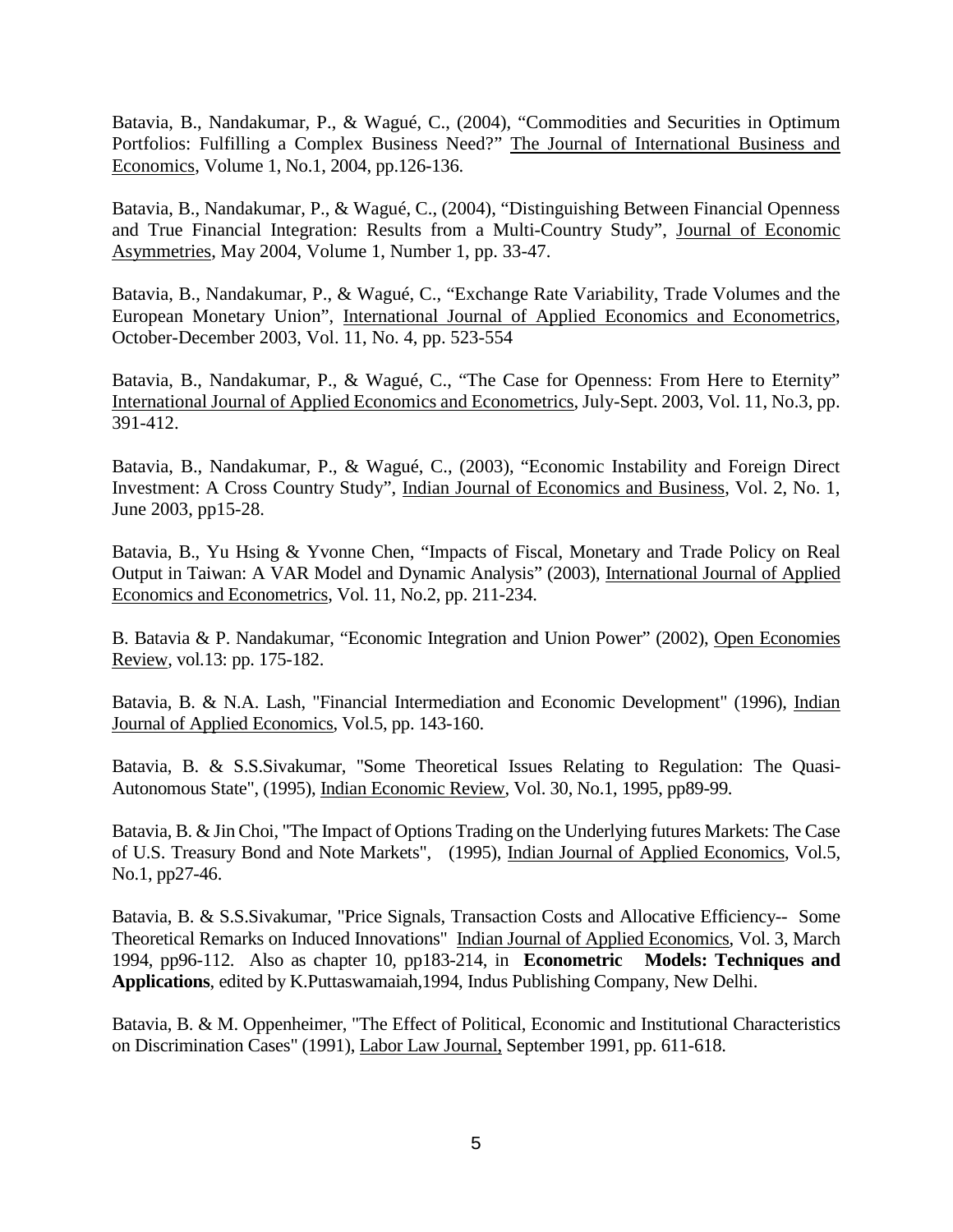Batavia, B., Nandakumar, P., & Wagué, C., (2004), "Commodities and Securities in Optimum Portfolios: Fulfilling a Complex Business Need?" The Journal of International Business and Economics, Volume 1, No.1, 2004, pp.126-136.

Batavia, B., Nandakumar, P., & Wagué, C., (2004), "Distinguishing Between Financial Openness and True Financial Integration: Results from a Multi-Country Study", Journal of Economic Asymmetries, May 2004, Volume 1, Number 1, pp. 33-47.

Batavia, B., Nandakumar, P., & Wagué, C., "Exchange Rate Variability, Trade Volumes and the European Monetary Union", International Journal of Applied Economics and Econometrics, October-December 2003, Vol. 11, No. 4, pp. 523-554

Batavia, B., Nandakumar, P., & Wagué, C., "The Case for Openness: From Here to Eternity" International Journal of Applied Economics and Econometrics, July-Sept. 2003, Vol. 11, No.3, pp. 391-412.

Batavia, B., Nandakumar, P., & Wagué, C., (2003), "Economic Instability and Foreign Direct Investment: A Cross Country Study", Indian Journal of Economics and Business, Vol. 2, No. 1, June 2003, pp15-28.

Batavia, B., Yu Hsing & Yvonne Chen, "Impacts of Fiscal, Monetary and Trade Policy on Real Output in Taiwan: A VAR Model and Dynamic Analysis" (2003), International Journal of Applied Economics and Econometrics, Vol. 11, No.2, pp. 211-234.

B. Batavia & P. Nandakumar, "Economic Integration and Union Power" (2002), Open Economies Review, vol.13: pp. 175-182.

Batavia, B. & N.A. Lash, "Financial Intermediation and Economic Development" (1996), Indian Journal of Applied Economics, Vol.5, pp. 143-160.

Batavia, B. & S.S.Sivakumar, "Some Theoretical Issues Relating to Regulation: The Quasi-Autonomous State", (1995), Indian Economic Review, Vol. 30, No.1, 1995, pp89-99.

Batavia, B. & Jin Choi, "The Impact of Options Trading on the Underlying futures Markets: The Case of U.S. Treasury Bond and Note Markets", (1995), Indian Journal of Applied Economics, Vol.5, No.1, pp27-46.

Batavia, B. & S.S.Sivakumar, "Price Signals, Transaction Costs and Allocative Efficiency-- Some Theoretical Remarks on Induced Innovations" Indian Journal of Applied Economics, Vol. 3, March 1994, pp96-112. Also as chapter 10, pp183-214, in **Econometric Models: Techniques and Applications**, edited by K.Puttaswamaiah,1994, Indus Publishing Company, New Delhi.

Batavia, B. & M. Oppenheimer, "The Effect of Political, Economic and Institutional Characteristics on Discrimination Cases" (1991), Labor Law Journal, September 1991, pp. 611-618.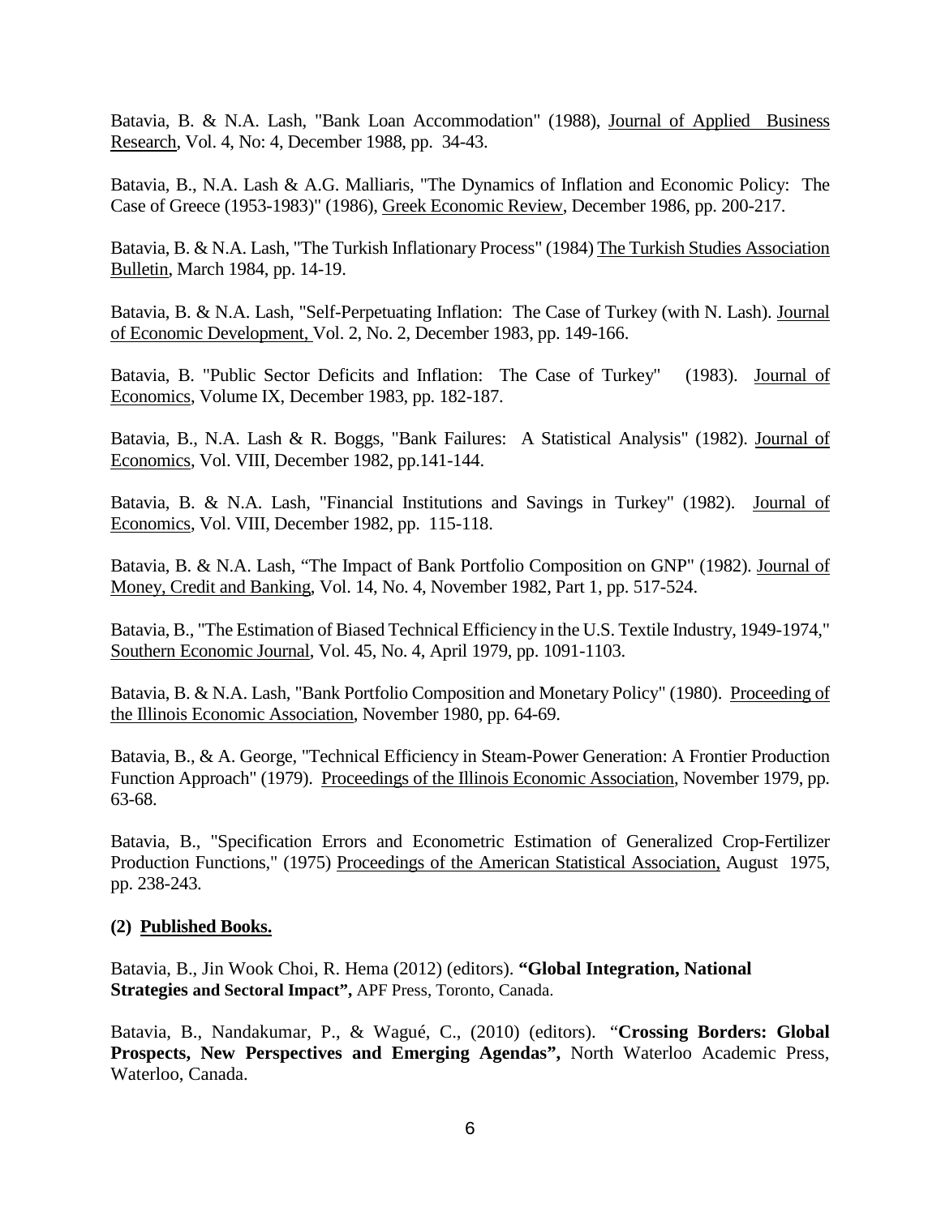Batavia, B. & N.A. Lash, "Bank Loan Accommodation" (1988), Journal of Applied Business Research, Vol. 4, No: 4, December 1988, pp. 34-43.

Batavia, B., N.A. Lash & A.G. Malliaris, "The Dynamics of Inflation and Economic Policy: The Case of Greece (1953-1983)" (1986), Greek Economic Review, December 1986, pp. 200-217.

Batavia, B. & N.A. Lash, "The Turkish Inflationary Process" (1984) The Turkish Studies Association Bulletin, March 1984, pp. 14-19.

Batavia, B. & N.A. Lash, "Self-Perpetuating Inflation: The Case of Turkey (with N. Lash). Journal of Economic Development, Vol. 2, No. 2, December 1983, pp. 149-166.

Batavia, B. "Public Sector Deficits and Inflation: The Case of Turkey" (1983). Journal of Economics, Volume IX, December 1983, pp. 182-187.

Batavia, B., N.A. Lash & R. Boggs, "Bank Failures: A Statistical Analysis" (1982). Journal of Economics, Vol. VIII, December 1982, pp.141-144.

Batavia, B. & N.A. Lash, "Financial Institutions and Savings in Turkey" (1982). Journal of Economics, Vol. VIII, December 1982, pp. 115-118.

Batavia, B. & N.A. Lash, "The Impact of Bank Portfolio Composition on GNP" (1982). Journal of Money, Credit and Banking, Vol. 14, No. 4, November 1982, Part 1, pp. 517-524.

Batavia, B., "The Estimation of Biased Technical Efficiency in the U.S. Textile Industry, 1949-1974," Southern Economic Journal, Vol. 45, No. 4, April 1979, pp. 1091-1103.

Batavia, B. & N.A. Lash, "Bank Portfolio Composition and Monetary Policy" (1980). Proceeding of the Illinois Economic Association, November 1980, pp. 64-69.

Batavia, B., & A. George, "Technical Efficiency in Steam-Power Generation: A Frontier Production Function Approach" (1979). Proceedings of the Illinois Economic Association, November 1979, pp. 63-68.

Batavia, B., "Specification Errors and Econometric Estimation of Generalized Crop-Fertilizer Production Functions," (1975) Proceedings of the American Statistical Association, August 1975, pp. 238-243.

**(2) Published Books.**

Batavia, B., Jin Wook Choi, R. Hema (2012) (editors). **"Global Integration, National Strategies and Sectoral Impact",** APF Press, Toronto, Canada.

Batavia, B., Nandakumar, P., & Wagué, C., (2010) (editors). "**Crossing Borders: Global Prospects, New Perspectives and Emerging Agendas",** North Waterloo Academic Press, Waterloo, Canada.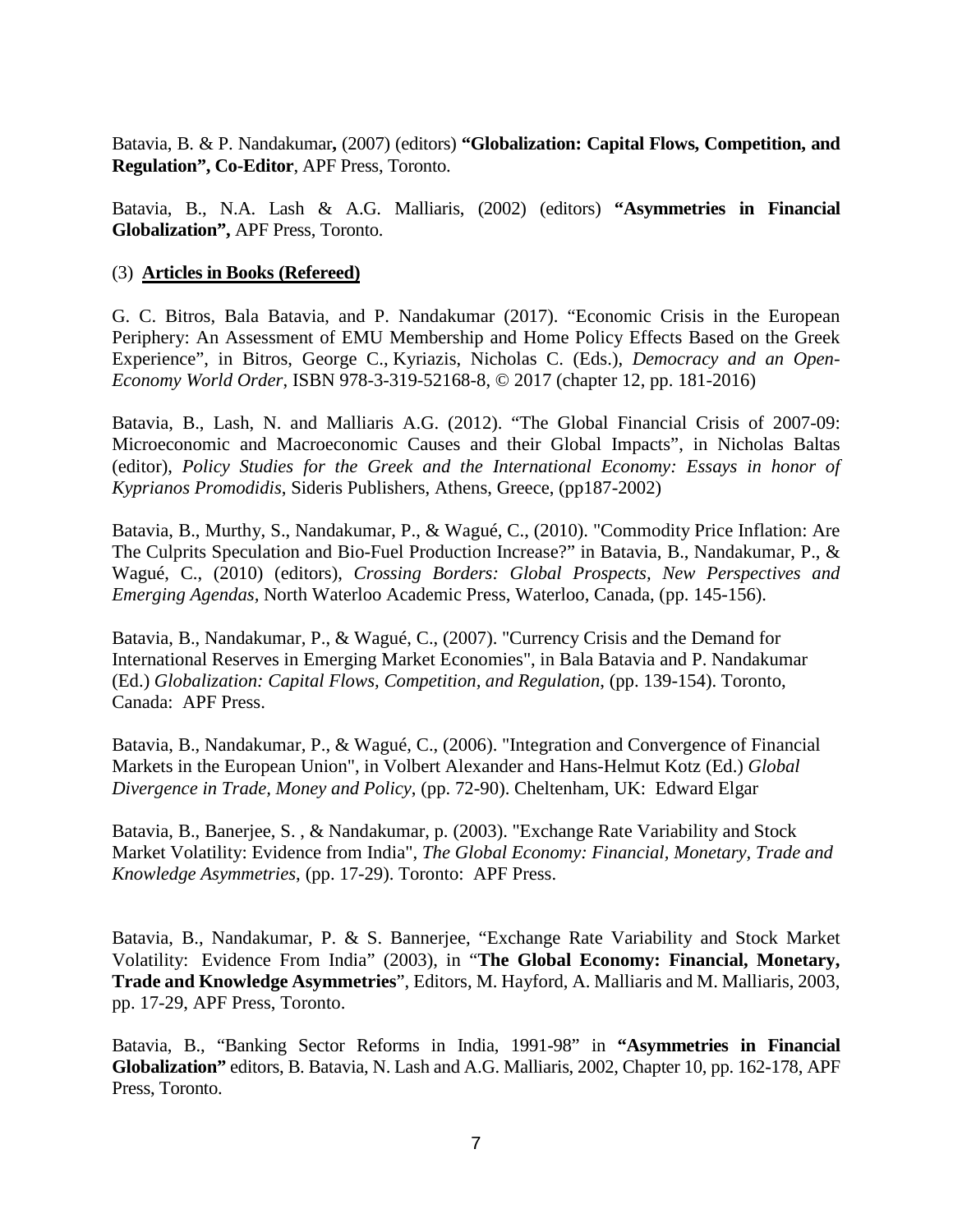Batavia, B. & P. Nandakumar**,** (2007) (editors) **"Globalization: Capital Flows, Competition, and Regulation", Co-Editor**, APF Press, Toronto.

Batavia, B., N.A. Lash & A.G. Malliaris, (2002) (editors) **"Asymmetries in Financial Globalization",** APF Press, Toronto.

(3) **Articles in Books (Refereed)**

G. C. Bitros, Bala Batavia, and P. Nandakumar (2017). "Economic Crisis in the European Periphery: An Assessment of EMU Membership and Home Policy Effects Based on the Greek Experience", in Bitros, George C., Kyriazis, Nicholas C. (Eds.), *Democracy and an Open-Economy World Order*, ISBN 978-3-319-52168-8, © 2017 (chapter 12, pp. 181-2016)

Batavia, B., Lash, N. and Malliaris A.G. (2012). "The Global Financial Crisis of 2007-09: Microeconomic and Macroeconomic Causes and their Global Impacts", in Nicholas Baltas (editor), *Policy Studies for the Greek and the International Economy: Essays in honor of Kyprianos Promodidis*, Sideris Publishers, Athens, Greece, (pp187-2002)

Batavia, B., Murthy, S., Nandakumar, P., & Wagué, C., (2010). "Commodity Price Inflation: Are The Culprits Speculation and Bio-Fuel Production Increase?" in Batavia, B., Nandakumar, P., & Wagué, C., (2010) (editors), *Crossing Borders: Global Prospects, New Perspectives and Emerging Agendas*, North Waterloo Academic Press, Waterloo, Canada, (pp. 145-156).

Batavia, B., Nandakumar, P., & Wagué, C., (2007). "Currency Crisis and the Demand for International Reserves in Emerging Market Economies", in Bala Batavia and P. Nandakumar (Ed.) *Globalization: Capital Flows, Competition, and Regulation*, (pp. 139-154). Toronto, Canada: APF Press.

Batavia, B., Nandakumar, P., & Wagué, C., (2006). "Integration and Convergence of Financial Markets in the European Union", in Volbert Alexander and Hans-Helmut Kotz (Ed.) *Global Divergence in Trade, Money and Policy*, (pp. 72-90). Cheltenham, UK: Edward Elgar

Batavia, B., Banerjee, S. , & Nandakumar, p. (2003). "Exchange Rate Variability and Stock Market Volatility: Evidence from India", *The Global Economy: Financial, Monetary, Trade and Knowledge Asymmetries*, (pp. 17-29). Toronto: APF Press.

Batavia, B., Nandakumar, P. & S. Bannerjee, "Exchange Rate Variability and Stock Market Volatility: Evidence From India" (2003), in "**The Global Economy: Financial, Monetary, Trade and Knowledge Asymmetries**", Editors, M. Hayford, A. Malliaris and M. Malliaris, 2003, pp. 17-29, APF Press, Toronto.

Batavia, B., "Banking Sector Reforms in India, 1991-98" in **"Asymmetries in Financial Globalization"** editors, B. Batavia, N. Lash and A.G. Malliaris, 2002, Chapter 10, pp. 162-178, APF Press, Toronto.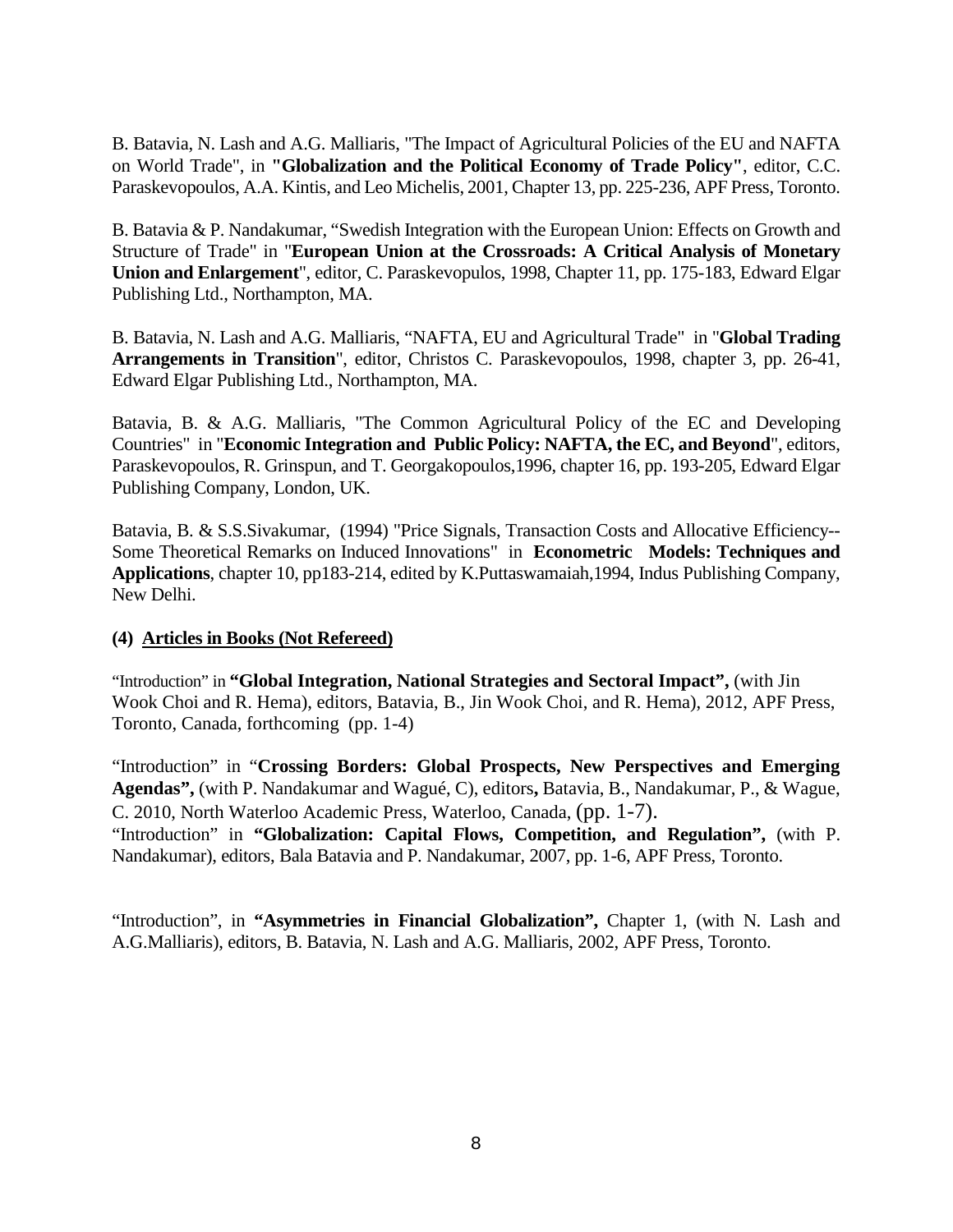B. Batavia, N. Lash and A.G. Malliaris, "The Impact of Agricultural Policies of the EU and NAFTA on World Trade", in **"Globalization and the Political Economy of Trade Policy"**, editor, C.C. Paraskevopoulos, A.A. Kintis, and Leo Michelis, 2001, Chapter 13, pp. 225-236, APF Press, Toronto.

B. Batavia & P. Nandakumar, "Swedish Integration with the European Union: Effects on Growth and Structure of Trade" in "**European Union at the Crossroads: A Critical Analysis of Monetary Union and Enlargement**", editor, C. Paraskevopulos, 1998, Chapter 11, pp. 175-183, Edward Elgar Publishing Ltd., Northampton, MA.

B. Batavia, N. Lash and A.G. Malliaris, "NAFTA, EU and Agricultural Trade" in "**Global Trading Arrangements in Transition**", editor, Christos C. Paraskevopoulos, 1998, chapter 3, pp. 26-41, Edward Elgar Publishing Ltd., Northampton, MA.

Batavia, B. & A.G. Malliaris, "The Common Agricultural Policy of the EC and Developing Countries" in "**Economic Integration and Public Policy: NAFTA, the EC, and Beyond**", editors, Paraskevopoulos, R. Grinspun, and T. Georgakopoulos,1996, chapter 16, pp. 193-205, Edward Elgar Publishing Company, London, UK.

Batavia, B. & S.S.Sivakumar, (1994) "Price Signals, Transaction Costs and Allocative Efficiency--Some Theoretical Remarks on Induced Innovations" in **Econometric Models: Techniques and Applications**, chapter 10, pp183-214, edited by K.Puttaswamaiah,1994, Indus Publishing Company, New Delhi.

**(4) Articles in Books (Not Refereed)**

"Introduction" in **"Global Integration, National Strategies and Sectoral Impact",** (with Jin Wook Choi and R. Hema), editors, Batavia, B., Jin Wook Choi, and R. Hema), 2012, APF Press, Toronto, Canada, forthcoming (pp. 1-4)

"Introduction" in "**Crossing Borders: Global Prospects, New Perspectives and Emerging Agendas",** (with P. Nandakumar and Wagué, C), editors**,** Batavia, B., Nandakumar, P., & Wague, C. 2010, North Waterloo Academic Press, Waterloo, Canada, (pp. 1-7).

"Introduction" in **"Globalization: Capital Flows, Competition, and Regulation",** (with P. Nandakumar), editors, Bala Batavia and P. Nandakumar, 2007, pp. 1-6, APF Press, Toronto.

"Introduction", in **"Asymmetries in Financial Globalization",** Chapter 1, (with N. Lash and A.G.Malliaris), editors, B. Batavia, N. Lash and A.G. Malliaris, 2002, APF Press, Toronto.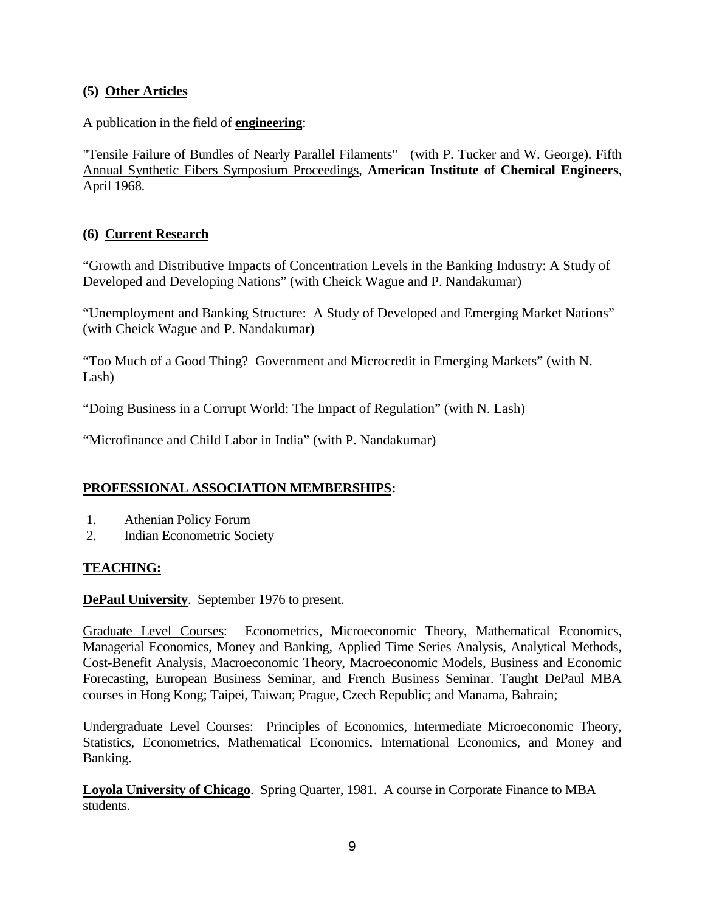### (5) Other Articles

A publication in the field of **engineering**:

"Tensile Failure of Bundles of Nearly Parallel Filaments" (with P. Tucker and W. George). Fifth Annual Synthetic Fibers Symposium Proceedings, **American Institute of Chemical Engineers**, April 1968.

### (6) Current Research

"Growth and Distributive Impacts of Concentration Levels in the Banking Industry: A Study of Developed and Developing Nations" (with Cheick Wague and P. Nandakumar)

"Unemployment and Banking Structure: A Study of Developed and Emerging Market Nations" (with Cheick Wague and P. Nandakumar)

"Too Much of a Good Thing? Government and Microcredit in Emerging Markets" (with N. Lash)

"Doing Business in a Corrupt World: The Impact of Regulation" (with N. Lash)

"Microfinance and Child Labor in India" (with P. Nandakumar)

## PROFESSIONAL ASSOCIATION MEMBERSHIPS:

1. Athenian Policy Forum
2. Indian Econometric Society

## TEACHING:

**DePaul University**. September 1976 to present.

Graduate Level Courses: Econometrics, Microeconomic Theory, Mathematical Economics, Managerial Economics, Money and Banking, Applied Time Series Analysis, Analytical Methods, Cost-Benefit Analysis, Macroeconomic Theory, Macroeconomic Models, Business and Economic Forecasting, European Business Seminar, and French Business Seminar. Taught DePaul MBA courses in Hong Kong; Taipei, Taiwan; Prague, Czech Republic; and Manama, Bahrain;

Undergraduate Level Courses: Principles of Economics, Intermediate Microeconomic Theory, Statistics, Econometrics, Mathematical Economics, International Economics, and Money and Banking.

**Loyola University of Chicago**. Spring Quarter, 1981. A course in Corporate Finance to MBA students.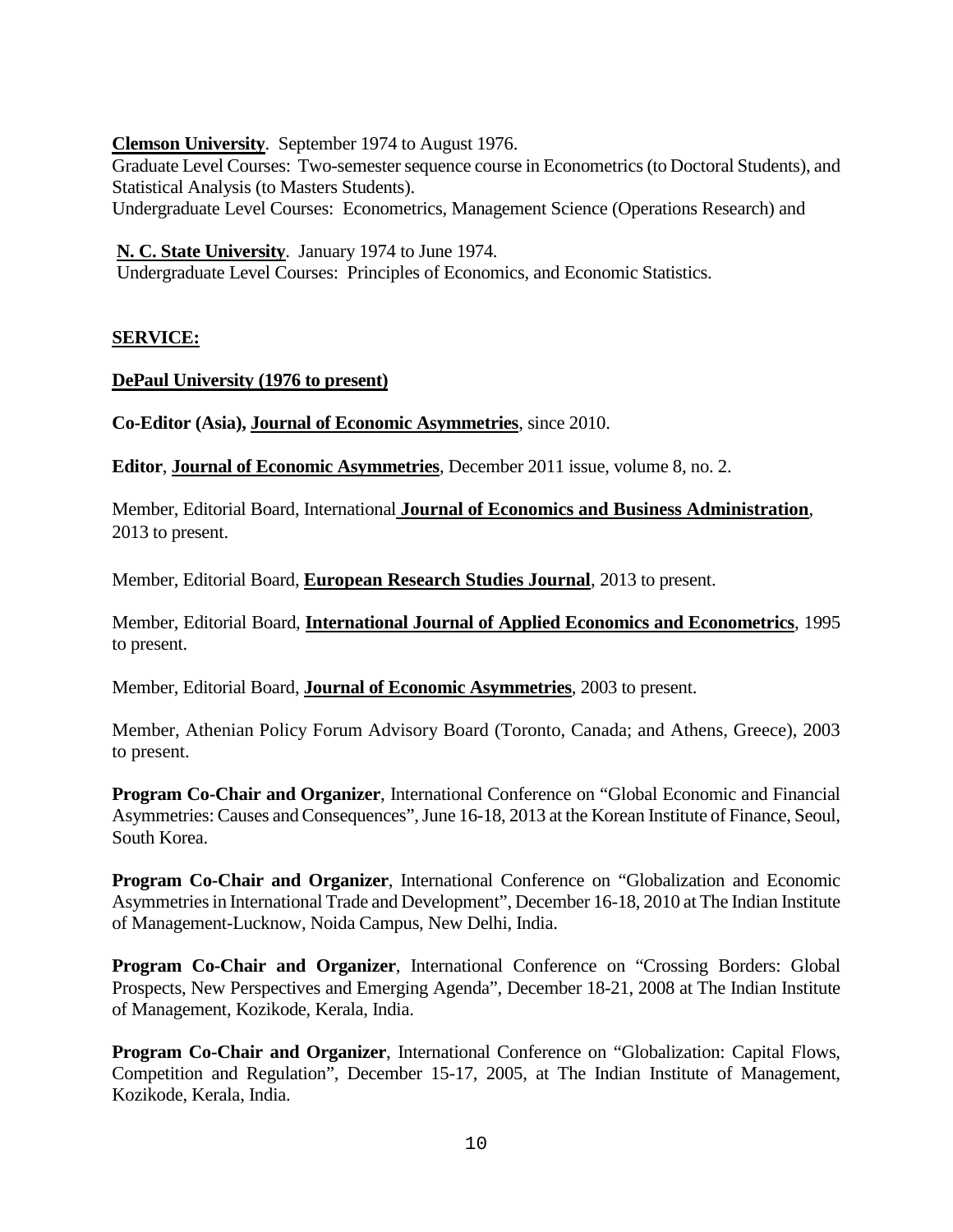**Clemson University**. September 1974 to August 1976.
Graduate Level Courses: Two-semester sequence course in Econometrics (to Doctoral Students), and Statistical Analysis (to Masters Students).
Undergraduate Level Courses: Econometrics, Management Science (Operations Research) and

**N. C. State University**. January 1974 to June 1974.
Undergraduate Level Courses: Principles of Economics, and Economic Statistics.

## SERVICE:

**DePaul University (1976 to present)**

**Co-Editor (Asia), Journal of Economic Asymmetries**, since 2010.

**Editor**, **Journal of Economic Asymmetries**, December 2011 issue, volume 8, no. 2.

Member, Editorial Board, International **Journal of Economics and Business Administration**, 2013 to present.

Member, Editorial Board, **European Research Studies Journal**, 2013 to present.

Member, Editorial Board, **International Journal of Applied Economics and Econometrics**, 1995 to present.

Member, Editorial Board, **Journal of Economic Asymmetries**, 2003 to present.

Member, Athenian Policy Forum Advisory Board (Toronto, Canada; and Athens, Greece), 2003 to present.

**Program Co-Chair and Organizer**, International Conference on "Global Economic and Financial Asymmetries: Causes and Consequences", June 16-18, 2013 at the Korean Institute of Finance, Seoul, South Korea.

**Program Co-Chair and Organizer**, International Conference on "Globalization and Economic Asymmetries in International Trade and Development", December 16-18, 2010 at The Indian Institute of Management-Lucknow, Noida Campus, New Delhi, India.

**Program Co-Chair and Organizer**, International Conference on "Crossing Borders: Global Prospects, New Perspectives and Emerging Agenda", December 18-21, 2008 at The Indian Institute of Management, Kozikode, Kerala, India.

**Program Co-Chair and Organizer**, International Conference on "Globalization: Capital Flows, Competition and Regulation", December 15-17, 2005, at The Indian Institute of Management, Kozikode, Kerala, India.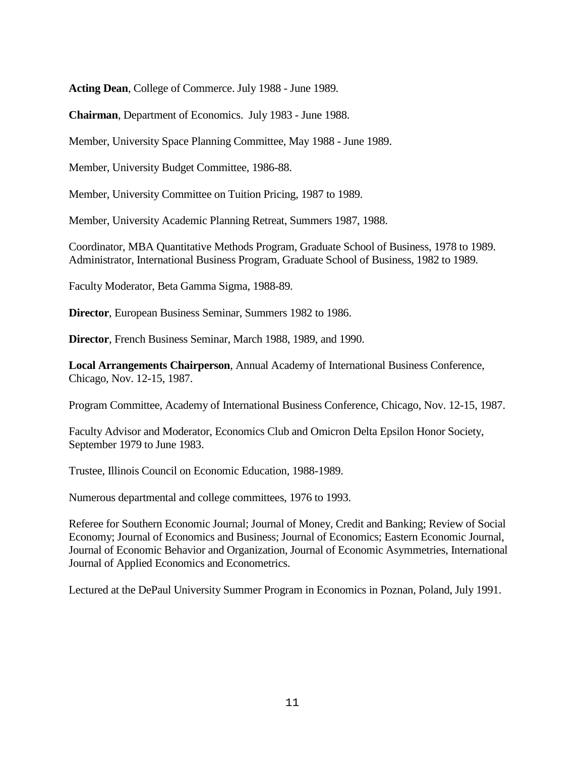**Acting Dean**, College of Commerce. July 1988 - June 1989.

**Chairman**, Department of Economics. July 1983 - June 1988.

Member, University Space Planning Committee, May 1988 - June 1989.

Member, University Budget Committee, 1986-88.

Member, University Committee on Tuition Pricing, 1987 to 1989.

Member, University Academic Planning Retreat, Summers 1987, 1988.

Coordinator, MBA Quantitative Methods Program, Graduate School of Business, 1978 to 1989.
Administrator, International Business Program, Graduate School of Business, 1982 to 1989.

Faculty Moderator, Beta Gamma Sigma, 1988-89.

**Director**, European Business Seminar, Summers 1982 to 1986.

**Director**, French Business Seminar, March 1988, 1989, and 1990.

**Local Arrangements Chairperson**, Annual Academy of International Business Conference, Chicago, Nov. 12-15, 1987.

Program Committee, Academy of International Business Conference, Chicago, Nov. 12-15, 1987.

Faculty Advisor and Moderator, Economics Club and Omicron Delta Epsilon Honor Society, September 1979 to June 1983.

Trustee, Illinois Council on Economic Education, 1988-1989.

Numerous departmental and college committees, 1976 to 1993.

Referee for Southern Economic Journal; Journal of Money, Credit and Banking; Review of Social Economy; Journal of Economics and Business; Journal of Economics; Eastern Economic Journal, Journal of Economic Behavior and Organization, Journal of Economic Asymmetries, International Journal of Applied Economics and Econometrics.

Lectured at the DePaul University Summer Program in Economics in Poznan, Poland, July 1991.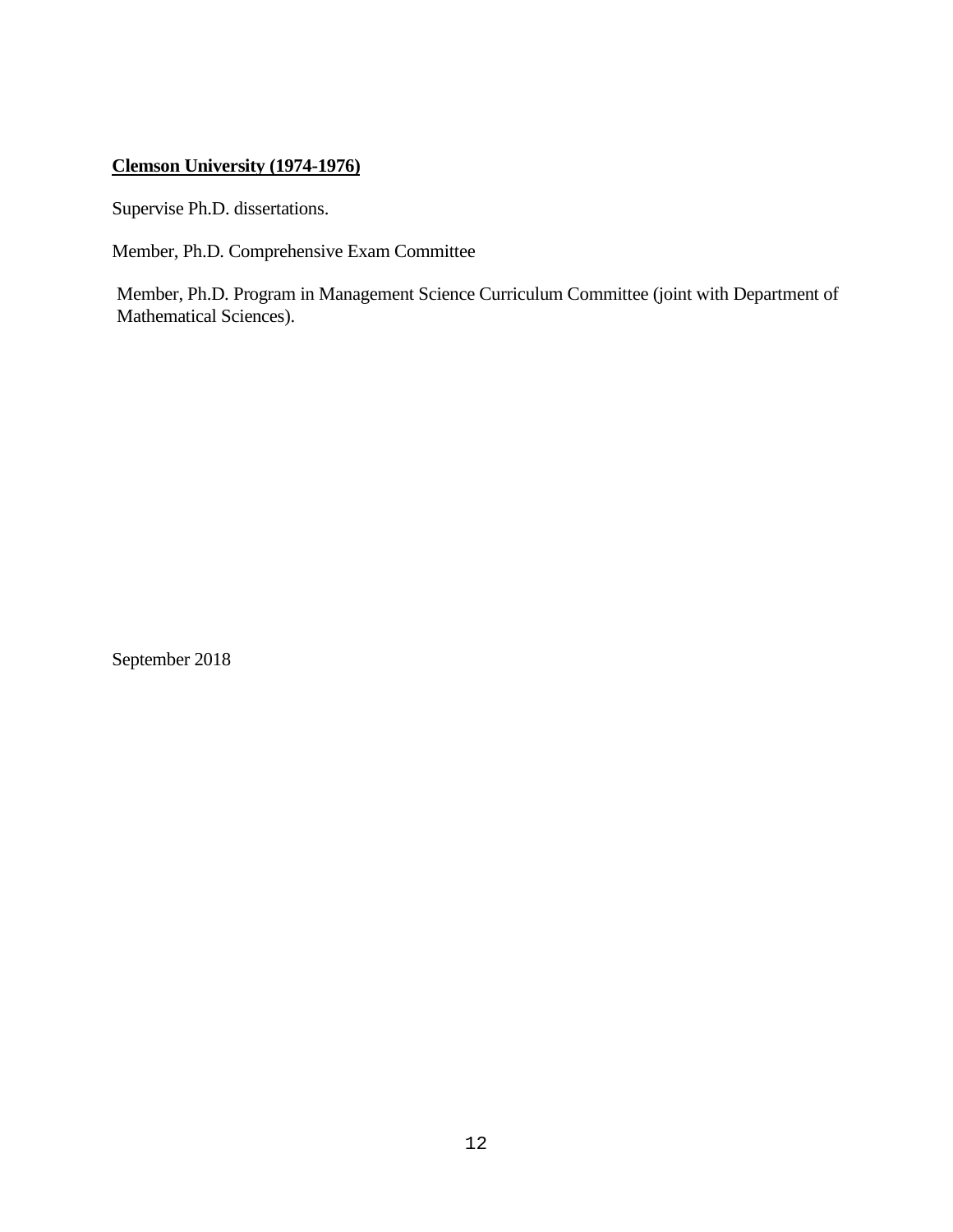**Clemson University (1974-1976)**

Supervise Ph.D. dissertations.

Member, Ph.D. Comprehensive Exam Committee

Member, Ph.D. Program in Management Science Curriculum Committee (joint with Department of Mathematical Sciences).

September 2018